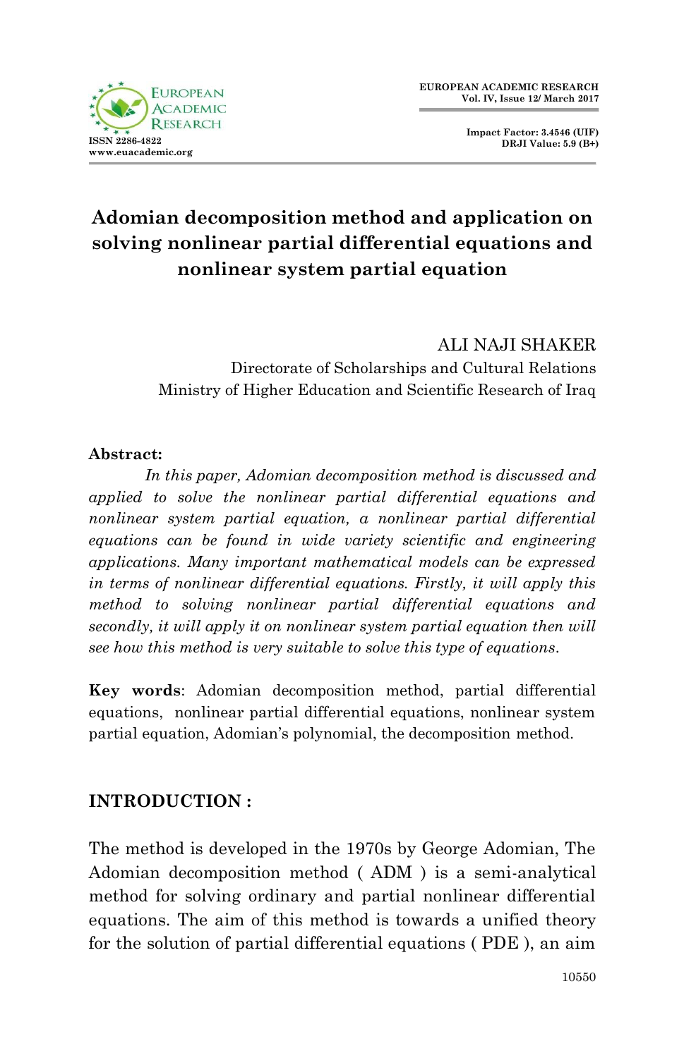# Adomian decomposition method and application on solving nonlinear partial differential equations and nonlinear system partial equation

ALI NAJI SHAKER
Directorate of Scholarships and Cultural Relations
Ministry of Higher Education and Scientific Research of Iraq

**Abstract:**

*In this paper, Adomian decomposition method is discussed and applied to solve the nonlinear partial differential equations and nonlinear system partial equation, a nonlinear partial differential equations can be found in wide variety scientific and engineering applications. Many important mathematical models can be expressed in terms of nonlinear differential equations. Firstly, it will apply this method to solving nonlinear partial differential equations and secondly, it will apply it on nonlinear system partial equation then will see how this method is very suitable to solve this type of equations.*

**Key words**: Adomian decomposition method, partial differential equations, nonlinear partial differential equations, nonlinear system partial equation, Adomian's polynomial, the decomposition method.

## INTRODUCTION :

The method is developed in the 1970s by George Adomian, The Adomian decomposition method ( ADM ) is a semi-analytical method for solving ordinary and partial nonlinear differential equations. The aim of this method is towards a unified theory for the solution of partial differential equations ( PDE ), an aim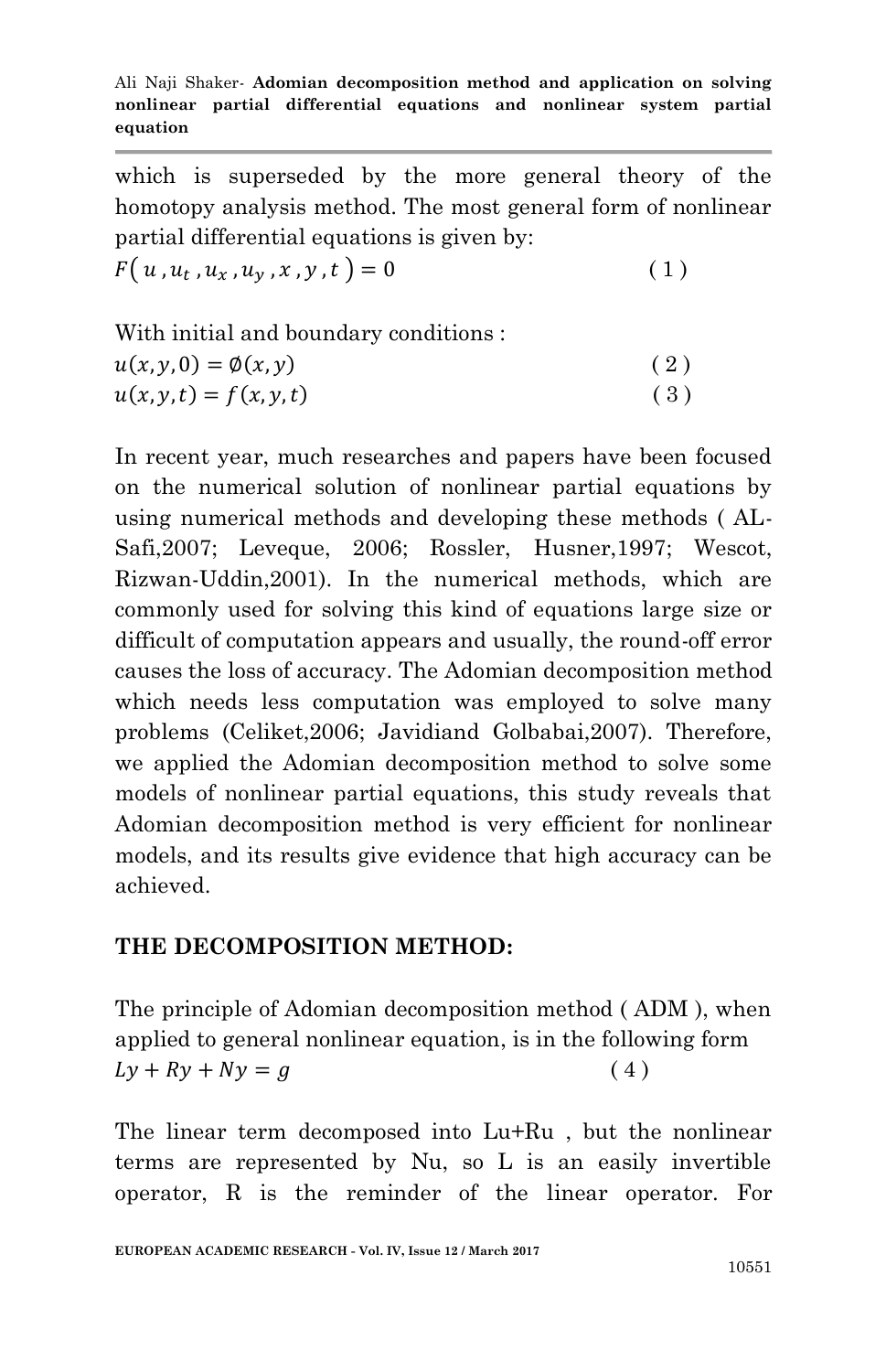which is superseded by the more general theory of the homotopy analysis method. The most general form of nonlinear partial differential equations is given by:

$$F\left( u , u_t , u_x , u_y , x , y , t \right) = 0 \qquad (1)$$

With initial and boundary conditions :

$$u(x, y, 0) = \emptyset(x, y) \qquad (2)$$

$$u(x, y, t) = f(x, y, t) \qquad (3)$$

In recent year, much researches and papers have been focused on the numerical solution of nonlinear partial equations by using numerical methods and developing these methods ( AL-Safi,2007; Leveque, 2006; Rossler, Husner,1997; Wescot, Rizwan-Uddin,2001). In the numerical methods, which are commonly used for solving this kind of equations large size or difficult of computation appears and usually, the round-off error causes the loss of accuracy. The Adomian decomposition method which needs less computation was employed to solve many problems (Celiket,2006; Javidiand Golbabai,2007). Therefore, we applied the Adomian decomposition method to solve some models of nonlinear partial equations, this study reveals that Adomian decomposition method is very efficient for nonlinear models, and its results give evidence that high accuracy can be achieved.

## THE DECOMPOSITION METHOD:

The principle of Adomian decomposition method ( ADM ), when applied to general nonlinear equation, is in the following form

$$Ly + Ry + Ny = g \qquad (4)$$

The linear term decomposed into Lu+Ru , but the nonlinear terms are represented by Nu, so L is an easily invertible operator, R is the reminder of the linear operator. For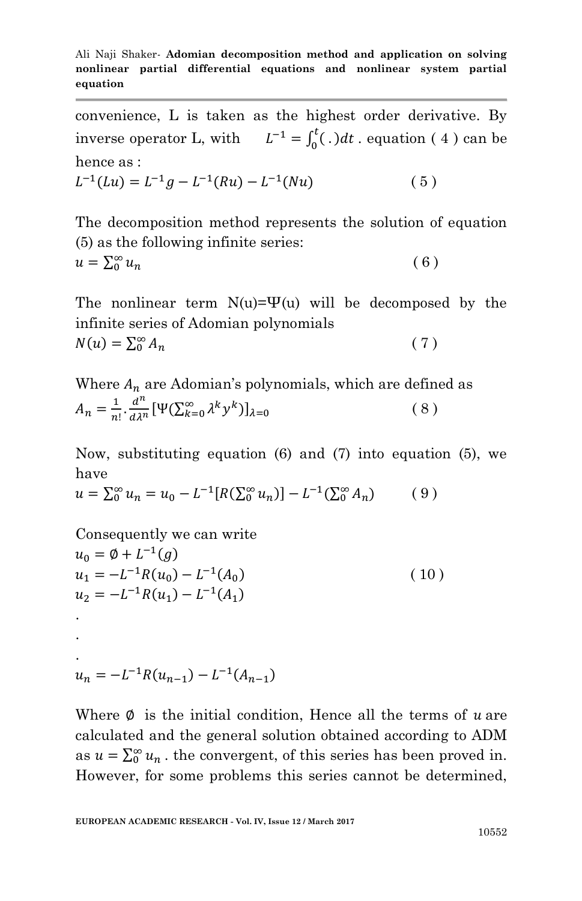convenience, L is taken as the highest order derivative. By inverse operator L, with $L^{-1} = \int_0^t(.)dt$ . equation ( 4 ) can be hence as :

$$L^{-1}(Lu) = L^{-1}g - L^{-1}(Ru) - L^{-1}(Nu) \qquad (5)$$

The decomposition method represents the solution of equation (5) as the following infinite series:

$$u = \sum_0^\infty u_n \qquad (6)$$

The nonlinear term N(u)=Ψ(u) will be decomposed by the infinite series of Adomian polynomials

$$N(u) = \sum_0^\infty A_n \qquad (7)$$

Where $A_n$ are Adomian's polynomials, which are defined as

$$A_n = \frac{1}{n!}.\frac{d^n}{d\lambda^n}[\Psi(\sum_{k=0}^\infty \lambda^k y^k)]_{\lambda=0} \qquad (8)$$

Now, substituting equation (6) and (7) into equation (5), we have

$$u = \sum_0^\infty u_n = u_0 - L^{-1}[R(\sum_0^\infty u_n)] - L^{-1}(\sum_0^\infty A_n) \qquad (9)$$

Consequently we can write

$$u_0 = \emptyset + L^{-1}(g)$$
$$u_1 = -L^{-1}R(u_0) - L^{-1}(A_0) \qquad (10)$$
$$u_2 = -L^{-1}R(u_1) - L^{-1}(A_1)$$
.
.
.
$$u_n = -L^{-1}R(u_{n-1}) - L^{-1}(A_{n-1})$$

Where $\emptyset$ is the initial condition, Hence all the terms of $u$ are calculated and the general solution obtained according to ADM as $u = \sum_0^\infty u_n$ . the convergent, of this series has been proved in. However, for some problems this series cannot be determined,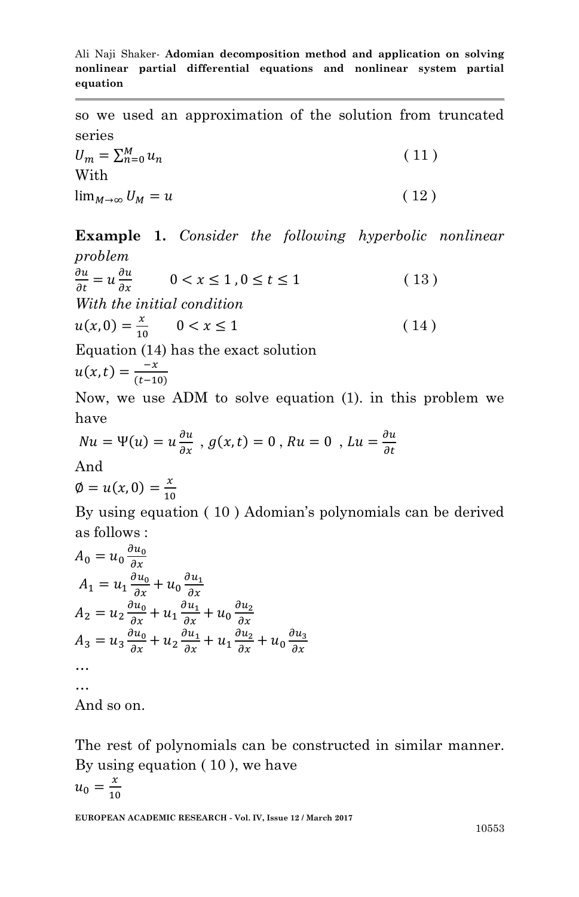so we used an approximation of the solution from truncated series

$$U_m = \sum_{n=0}^{M} u_n \tag{11}$$

With

$$\lim_{M\to\infty} U_M = u \tag{12}$$

**Example 1.** *Consider the following hyperbolic nonlinear problem*

$$\frac{\partial u}{\partial t} = u\frac{\partial u}{\partial x} \qquad 0 < x \leq 1\,, 0 \leq t \leq 1 \tag{13}$$

*With the initial condition*

$$u(x,0) = \frac{x}{10} \qquad 0 < x \leq 1 \tag{14}$$

Equation (14) has the exact solution

$$u(x,t) = \frac{-x}{(t-10)}$$

Now, we use ADM to solve equation (1). in this problem we have

$$Nu = \Psi(u) = u\frac{\partial u}{\partial x}\ , g(x,t) = 0\,, Ru = 0\ \ , Lu = \frac{\partial u}{\partial t}$$

And

$$\emptyset = u(x,0) = \frac{x}{10}$$

By using equation ( 10 ) Adomian's polynomials can be derived as follows :

$$A_0 = u_0\frac{\partial u_0}{\partial x}$$

$$A_1 = u_1\frac{\partial u_0}{\partial x} + u_0\frac{\partial u_1}{\partial x}$$

$$A_2 = u_2\frac{\partial u_0}{\partial x} + u_1\frac{\partial u_1}{\partial x} + u_0\frac{\partial u_2}{\partial x}$$

$$A_3 = u_3\frac{\partial u_0}{\partial x} + u_2\frac{\partial u_1}{\partial x} + u_1\frac{\partial u_2}{\partial x} + u_0\frac{\partial u_3}{\partial x}$$

…

…

And so on.

The rest of polynomials can be constructed in similar manner. By using equation ( 10 ), we have

$$u_0 = \frac{x}{10}$$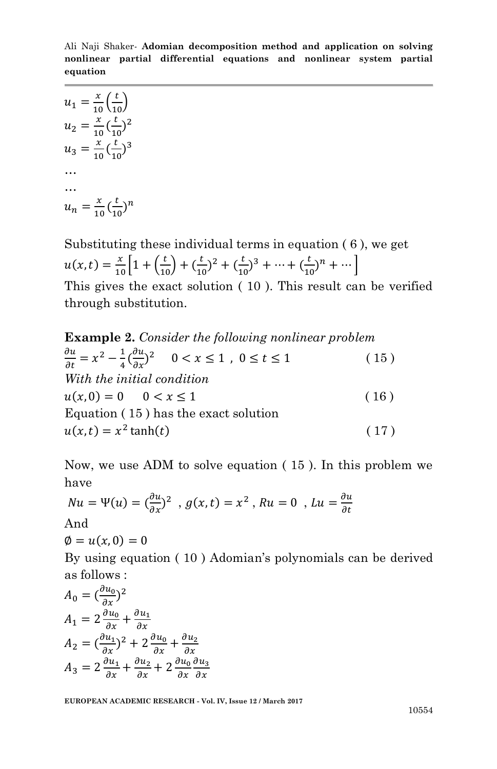$$u_1 = \frac{x}{10}\left(\frac{t}{10}\right)$$
$$u_2 = \frac{x}{10}\left(\frac{t}{10}\right)^2$$
$$u_3 = \frac{x}{10}\left(\frac{t}{10}\right)^3$$

…

…

$$u_n = \frac{x}{10}\left(\frac{t}{10}\right)^n$$

Substituting these individual terms in equation ( 6 ), we get

$$u(x,t) = \frac{x}{10}\left[1 + \left(\frac{t}{10}\right) + \left(\frac{t}{10}\right)^2 + \left(\frac{t}{10}\right)^3 + \cdots + \left(\frac{t}{10}\right)^n + \cdots\right]$$

This gives the exact solution ( 10 ). This result can be verified through substitution.

**Example 2.** *Consider the following nonlinear problem*

$$\frac{\partial u}{\partial t} = x^2 - \frac{1}{4}\left(\frac{\partial u}{\partial x}\right)^2 \quad 0 < x \le 1 \ , \ 0 \le t \le 1 \qquad ( 15 )$$

*With the initial condition*

$$u(x,0) = 0 \quad 0 < x \le 1 \qquad ( 16 )$$

Equation ( 15 ) has the exact solution

$$u(x,t) = x^2 \tanh(t) \qquad ( 17 )$$

Now, we use ADM to solve equation ( 15 ). In this problem we have

$$Nu = \Psi(u) = \left(\frac{\partial u}{\partial x}\right)^2 \ , \ g(x,t) = x^2 \ , \ Ru = 0 \ , \ Lu = \frac{\partial u}{\partial t}$$

And

$$\emptyset = u(x,0) = 0$$

By using equation ( 10 ) Adomian's polynomials can be derived as follows :

$$A_0 = \left(\frac{\partial u_0}{\partial x}\right)^2$$
$$A_1 = 2\frac{\partial u_0}{\partial x} + \frac{\partial u_1}{\partial x}$$
$$A_2 = \left(\frac{\partial u_1}{\partial x}\right)^2 + 2\frac{\partial u_0}{\partial x} + \frac{\partial u_2}{\partial x}$$
$$A_3 = 2\frac{\partial u_1}{\partial x} + \frac{\partial u_2}{\partial x} + 2\frac{\partial u_0}{\partial x}\frac{\partial u_3}{\partial x}$$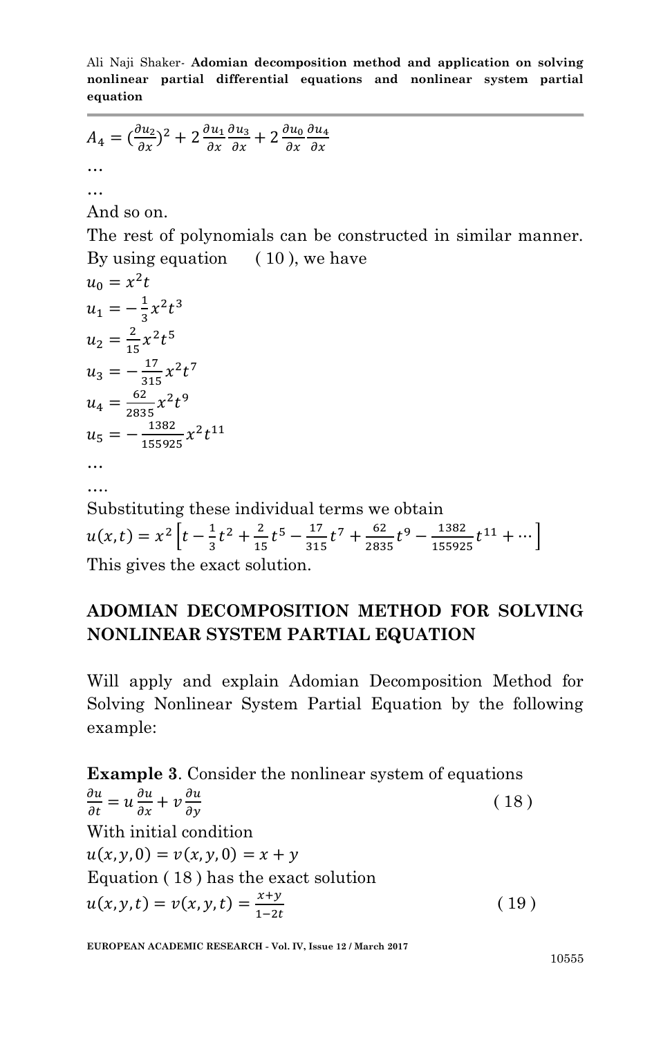$A_4 = (\frac{\partial u_2}{\partial x})^2 + 2\frac{\partial u_1}{\partial x}\frac{\partial u_3}{\partial x} + 2\frac{\partial u_0}{\partial x}\frac{\partial u_4}{\partial x}$

…

…

And so on.

The rest of polynomials can be constructed in similar manner. By using equation ( 10 ), we have

$u_0 = x^2 t$

$u_1 = -\frac{1}{3}x^2 t^3$

$u_2 = \frac{2}{15}x^2 t^5$

$u_3 = -\frac{17}{315}x^2 t^7$

$u_4 = \frac{62}{2835}x^2 t^9$

$u_5 = -\frac{1382}{155925}x^2 t^{11}$

…

….

Substituting these individual terms we obtain

$u(x,t) = x^2\left[t - \frac{1}{3}t^2 + \frac{2}{15}t^5 - \frac{17}{315}t^7 + \frac{62}{2835}t^9 - \frac{1382}{155925}t^{11} + \cdots\right]$

This gives the exact solution.

## ADOMIAN DECOMPOSITION METHOD FOR SOLVING NONLINEAR SYSTEM PARTIAL EQUATION

Will apply and explain Adomian Decomposition Method for Solving Nonlinear System Partial Equation by the following example:

**Example 3**. Consider the nonlinear system of equations

$$\frac{\partial u}{\partial t} = u\frac{\partial u}{\partial x} + v\frac{\partial u}{\partial y} \qquad ( 18 )$$

With initial condition

$u(x,y,0) = v(x,y,0) = x + y$

Equation ( 18 ) has the exact solution

$$u(x,y,t) = v(x,y,t) = \frac{x+y}{1-2t} \qquad ( 19 )$$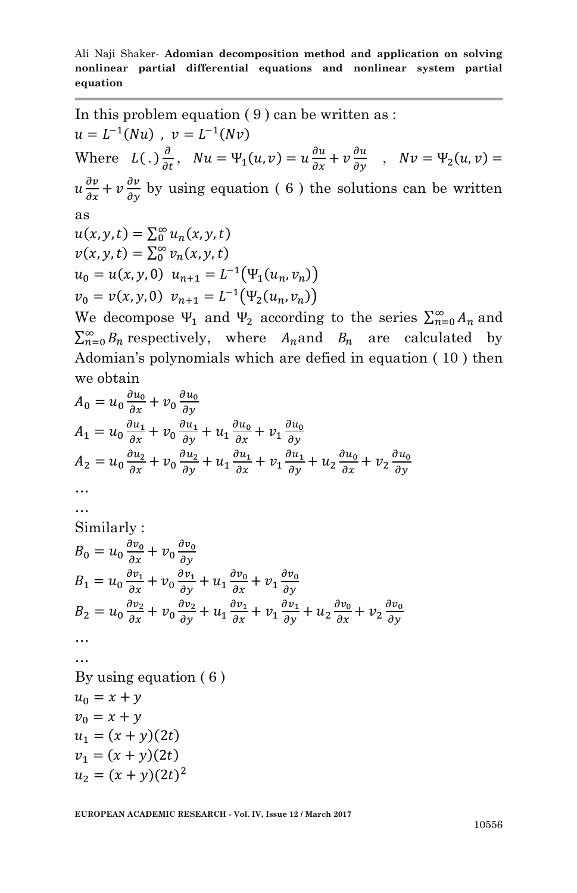In this problem equation ( 9 ) can be written as :

$u = L^{-1}(Nu)$ , $v = L^{-1}(Nv)$

Where $L(.)\frac{\partial}{\partial t}$, $Nu = \Psi_1(u,v) = u\frac{\partial u}{\partial x} + v\frac{\partial u}{\partial y}$ , $Nv = \Psi_2(u,v) = u\frac{\partial v}{\partial x} + v\frac{\partial v}{\partial y}$ by using equation ( 6 ) the solutions can be written as

$$u(x,y,t) = \sum_0^\infty u_n(x,y,t)$$

$$v(x,y,t) = \sum_0^\infty v_n(x,y,t)$$

$$u_0 = u(x,y,0) \quad u_{n+1} = L^{-1}\big(\Psi_1(u_n,v_n)\big)$$

$$v_0 = v(x,y,0) \quad v_{n+1} = L^{-1}\big(\Psi_2(u_n,v_n)\big)$$

We decompose $\Psi_1$ and $\Psi_2$ according to the series $\sum_{n=0}^\infty A_n$ and $\sum_{n=0}^\infty B_n$ respectively, where $A_n$and $B_n$ are calculated by Adomian's polynomials which are defied in equation ( 10 ) then we obtain

$$A_0 = u_0\frac{\partial u_0}{\partial x} + v_0\frac{\partial u_0}{\partial y}$$

$$A_1 = u_0\frac{\partial u_1}{\partial x} + v_0\frac{\partial u_1}{\partial y} + u_1\frac{\partial u_0}{\partial x} + v_1\frac{\partial u_0}{\partial y}$$

$$A_2 = u_0\frac{\partial u_2}{\partial x} + v_0\frac{\partial u_2}{\partial y} + u_1\frac{\partial u_1}{\partial x} + v_1\frac{\partial u_1}{\partial y} + u_2\frac{\partial u_0}{\partial x} + v_2\frac{\partial u_0}{\partial y}$$

...

...

Similarly :

$$B_0 = u_0\frac{\partial v_0}{\partial x} + v_0\frac{\partial v_0}{\partial y}$$

$$B_1 = u_0\frac{\partial v_1}{\partial x} + v_0\frac{\partial v_1}{\partial y} + u_1\frac{\partial v_0}{\partial x} + v_1\frac{\partial v_0}{\partial y}$$

$$B_2 = u_0\frac{\partial v_2}{\partial x} + v_0\frac{\partial v_2}{\partial y} + u_1\frac{\partial v_1}{\partial x} + v_1\frac{\partial v_1}{\partial y} + u_2\frac{\partial v_0}{\partial x} + v_2\frac{\partial v_0}{\partial y}$$

...

...

By using equation ( 6 )

$$u_0 = x + y$$

$$v_0 = x + y$$

$$u_1 = (x + y)(2t)$$

$$v_1 = (x + y)(2t)$$

$$u_2 = (x + y)(2t)^2$$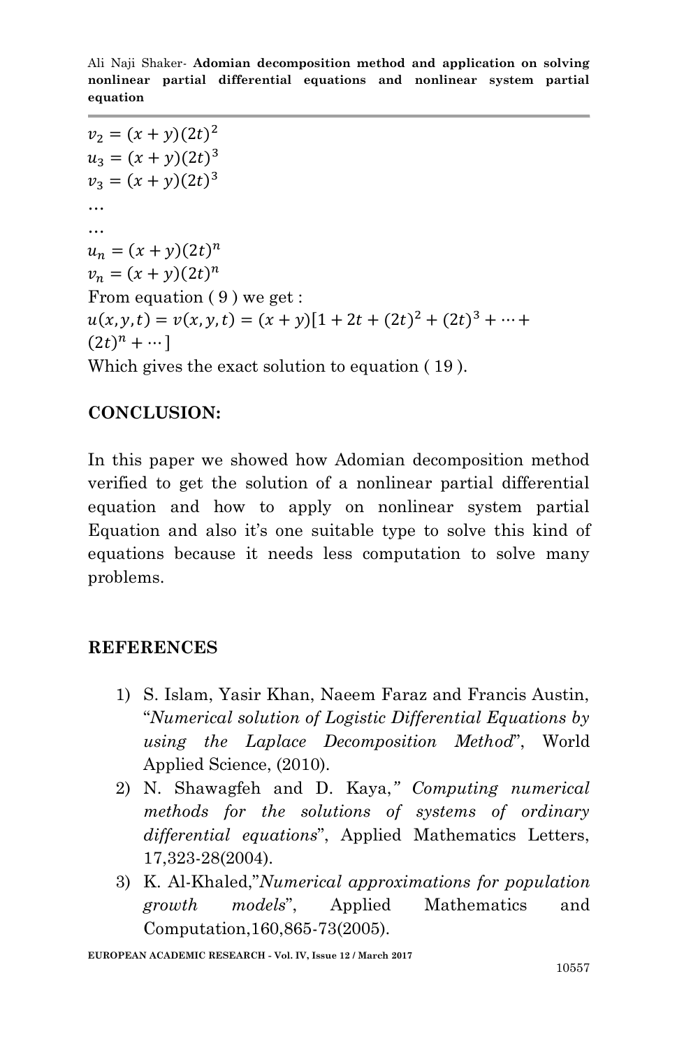$v_2 = (x + y)(2t)^2$
$u_3 = (x + y)(2t)^3$
$v_3 = (x + y)(2t)^3$
…
…
$u_n = (x + y)(2t)^n$
$v_n = (x + y)(2t)^n$
From equation ( 9 ) we get :
$u(x, y, t) = v(x, y, t) = (x + y)[1 + 2t + (2t)^2 + (2t)^3 + \cdots + (2t)^n + \cdots]$
Which gives the exact solution to equation ( 19 ).

## CONCLUSION:

In this paper we showed how Adomian decomposition method verified to get the solution of a nonlinear partial differential equation and how to apply on nonlinear system partial Equation and also it's one suitable type to solve this kind of equations because it needs less computation to solve many problems.

## REFERENCES

1) S. Islam, Yasir Khan, Naeem Faraz and Francis Austin, "*Numerical solution of Logistic Differential Equations by using the Laplace Decomposition Method*", World Applied Science, (2010).
2) N. Shawagfeh and D. Kaya," *Computing numerical methods for the solutions of systems of ordinary differential equations*", Applied Mathematics Letters, 17,323-28(2004).
3) K. Al-Khaled,"*Numerical approximations for population growth models*", Applied Mathematics and Computation,160,865-73(2005).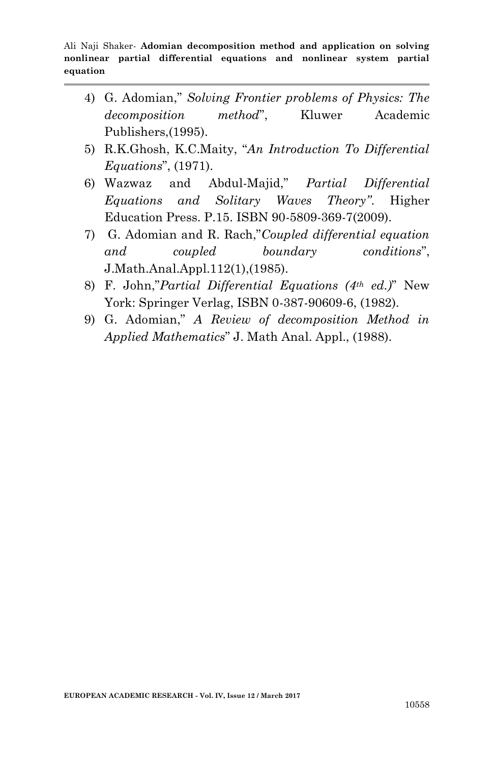4) G. Adomian," *Solving Frontier problems of Physics: The decomposition method*", Kluwer Academic Publishers,(1995).
5) R.K.Ghosh, K.C.Maity, "*An Introduction To Differential Equations*", (1971).
6) Wazwaz and Abdul-Majid," *Partial Differential Equations and Solitary Waves Theory".* Higher Education Press. P.15. ISBN 90-5809-369-7(2009).
7) G. Adomian and R. Rach,"*Coupled differential equation and coupled boundary conditions*", J.Math.Anal.Appl.112(1),(1985).
8) F. John,"*Partial Differential Equations (4th ed.)*" New York: Springer Verlag, ISBN 0-387-90609-6, (1982).
9) G. Adomian," *A Review of decomposition Method in Applied Mathematics*" J. Math Anal. Appl., (1988).